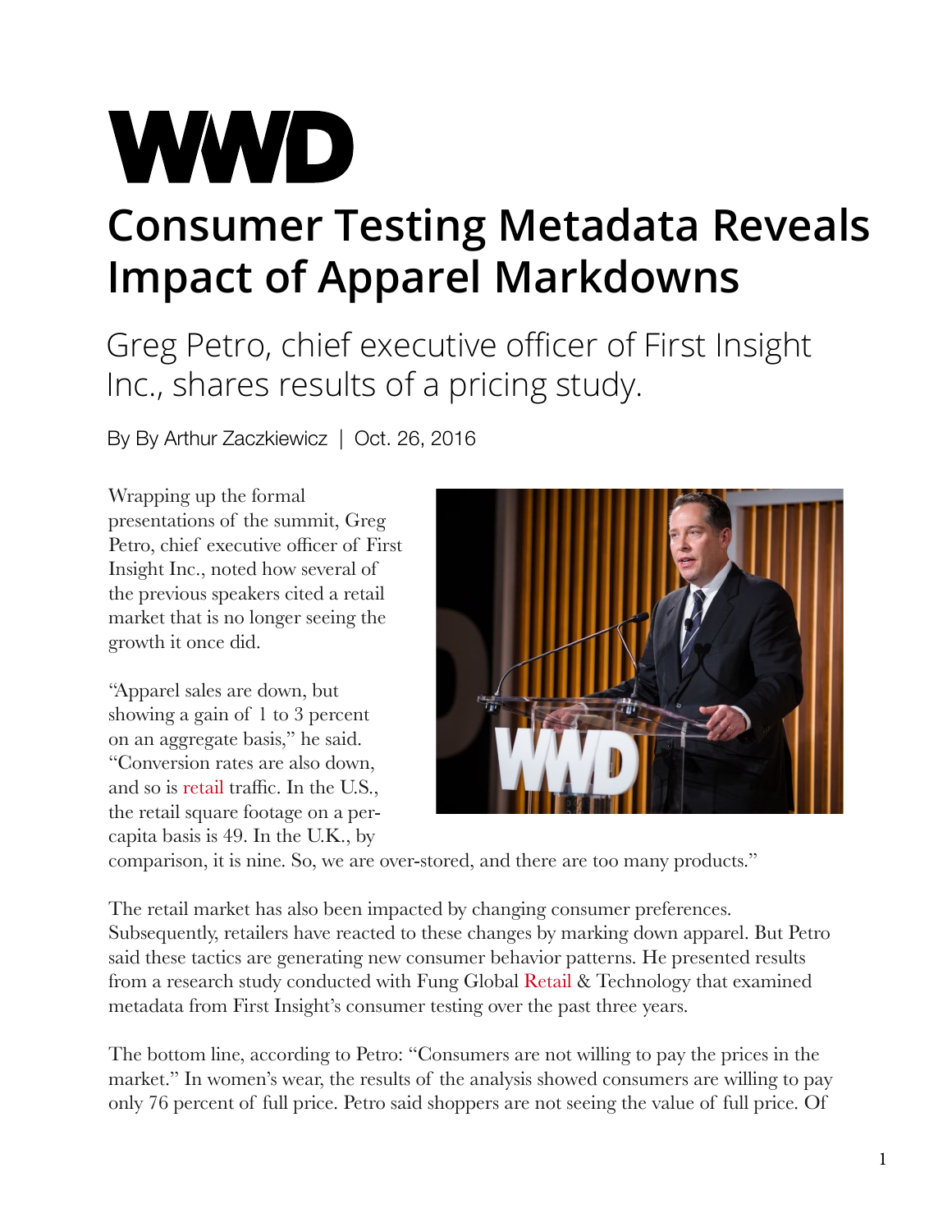# WWD

# Consumer Testing Metadata Reveals Impact of Apparel Markdowns

## Greg Petro, chief executive officer of First Insight Inc., shares results of a pricing study.

By By Arthur Zaczkiewicz | Oct. 26, 2016

Wrapping up the formal presentations of the summit, Greg Petro, chief executive officer of First Insight Inc., noted how several of the previous speakers cited a retail market that is no longer seeing the growth it once did.

"Apparel sales are down, but showing a gain of 1 to 3 percent on an aggregate basis," he said. "Conversion rates are also down, and so is retail traffic. In the U.S., the retail square footage on a per-capita basis is 49. In the U.K., by comparison, it is nine. So, we are over-stored, and there are too many products."

The retail market has also been impacted by changing consumer preferences. Subsequently, retailers have reacted to these changes by marking down apparel. But Petro said these tactics are generating new consumer behavior patterns. He presented results from a research study conducted with Fung Global Retail & Technology that examined metadata from First Insight's consumer testing over the past three years.

The bottom line, according to Petro: "Consumers are not willing to pay the prices in the market." In women's wear, the results of the analysis showed consumers are willing to pay only 76 percent of full price. Petro said shoppers are not seeing the value of full price. Of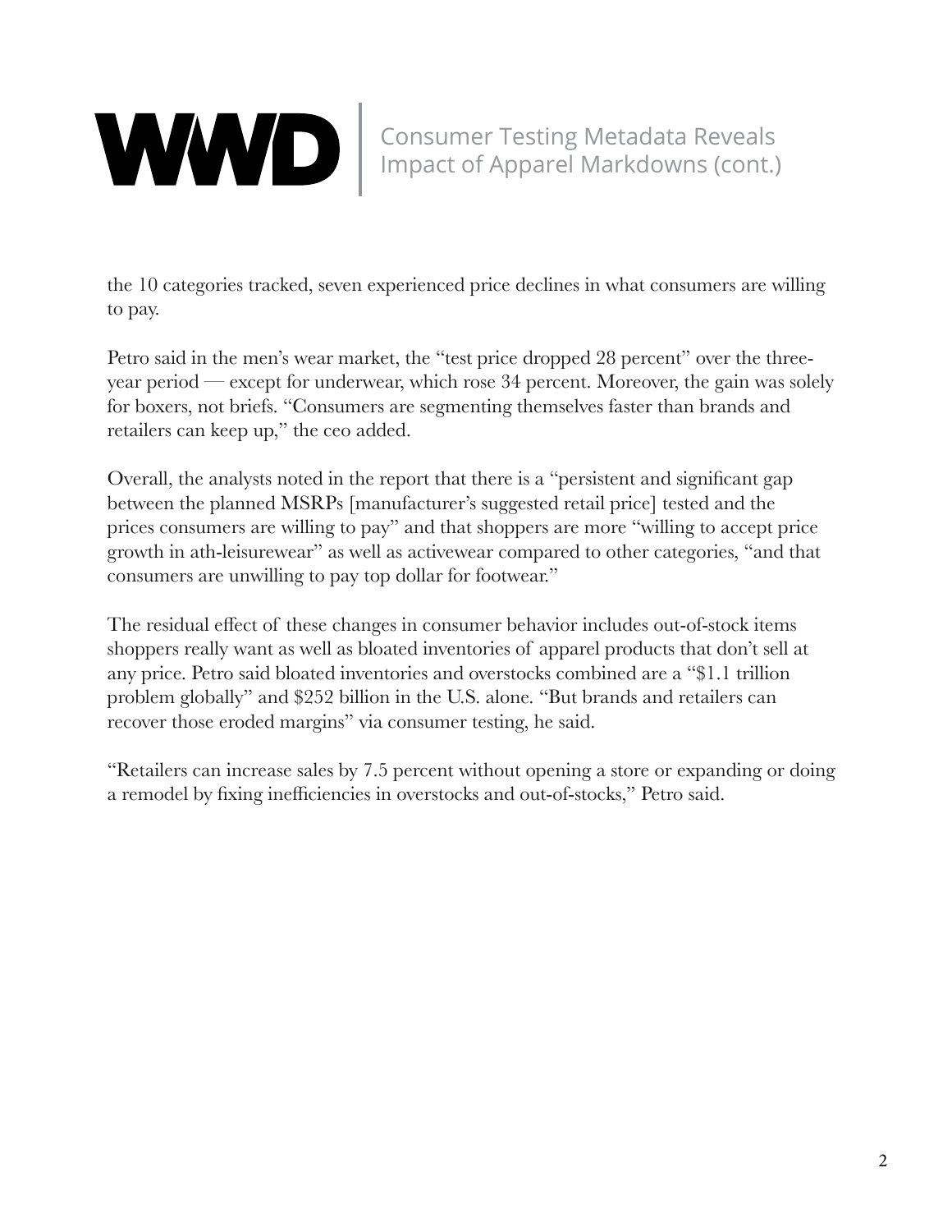the 10 categories tracked, seven experienced price declines in what consumers are willing to pay.

Petro said in the men's wear market, the "test price dropped 28 percent" over the three-year period — except for underwear, which rose 34 percent. Moreover, the gain was solely for boxers, not briefs. "Consumers are segmenting themselves faster than brands and retailers can keep up," the ceo added.

Overall, the analysts noted in the report that there is a "persistent and significant gap between the planned MSRPs [manufacturer's suggested retail price] tested and the prices consumers are willing to pay" and that shoppers are more "willing to accept price growth in ath-leisurewear" as well as activewear compared to other categories, "and that consumers are unwilling to pay top dollar for footwear."

The residual effect of these changes in consumer behavior includes out-of-stock items shoppers really want as well as bloated inventories of apparel products that don't sell at any price. Petro said bloated inventories and overstocks combined are a "$1.1 trillion problem globally" and $252 billion in the U.S. alone. "But brands and retailers can recover those eroded margins" via consumer testing, he said.

"Retailers can increase sales by 7.5 percent without opening a store or expanding or doing a remodel by fixing inefficiencies in overstocks and out-of-stocks," Petro said.